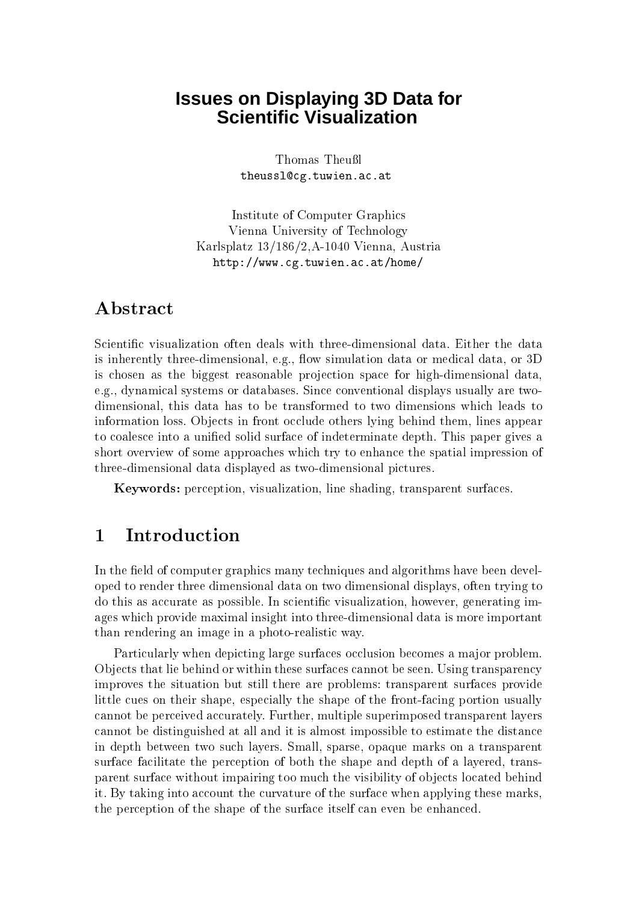# Issues on Displaying 3D Data for Scientific Visualization

Thomas Theußl
theussl@cg.tuwien.ac.at

Institute of Computer Graphics
Vienna University of Technology
Karlsplatz 13/186/2,A-1040 Vienna, Austria
http://www.cg.tuwien.ac.at/home/

## Abstract

Scientific visualization often deals with three-dimensional data. Either the data is inherently three-dimensional, e.g., flow simulation data or medical data, or 3D is chosen as the biggest reasonable projection space for high-dimensional data, e.g., dynamical systems or databases. Since conventional displays usually are two-dimensional, this data has to be transformed to two dimensions which leads to information loss. Objects in front occlude others lying behind them, lines appear to coalesce into a unified solid surface of indeterminate depth. This paper gives a short overview of some approaches which try to enhance the spatial impression of three-dimensional data displayed as two-dimensional pictures.

**Keywords:** perception, visualization, line shading, transparent surfaces.

## 1 Introduction

In the field of computer graphics many techniques and algorithms have been developed to render three dimensional data on two dimensional displays, often trying to do this as accurate as possible. In scientific visualization, however, generating images which provide maximal insight into three-dimensional data is more important than rendering an image in a photo-realistic way.

Particularly when depicting large surfaces occlusion becomes a major problem. Objects that lie behind or within these surfaces cannot be seen. Using transparency improves the situation but still there are problems: transparent surfaces provide little cues on their shape, especially the shape of the front-facing portion usually cannot be perceived accurately. Further, multiple superimposed transparent layers cannot be distinguished at all and it is almost impossible to estimate the distance in depth between two such layers. Small, sparse, opaque marks on a transparent surface facilitate the perception of both the shape and depth of a layered, transparent surface without impairing too much the visibility of objects located behind it. By taking into account the curvature of the surface when applying these marks, the perception of the shape of the surface itself can even be enhanced.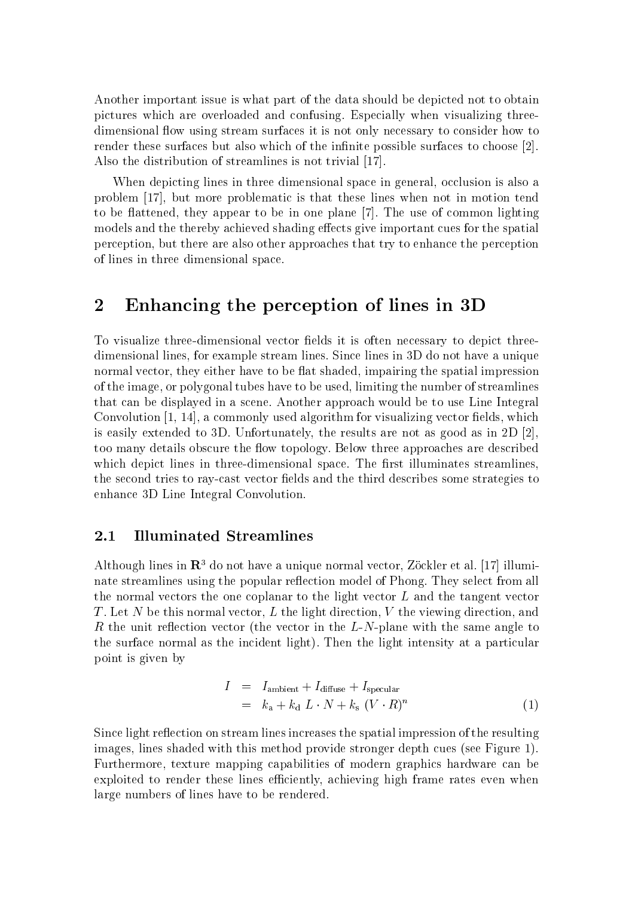Another important issue is what part of the data should be depicted not to obtain pictures which are overloaded and confusing. Especially when visualizing three-dimensional flow using stream surfaces it is not only necessary to consider how to render these surfaces but also which of the infinite possible surfaces to choose [2]. Also the distribution of streamlines is not trivial [17].

When depicting lines in three dimensional space in general, occlusion is also a problem [17], but more problematic is that these lines when not in motion tend to be flattened, they appear to be in one plane [7]. The use of common lighting models and the thereby achieved shading effects give important cues for the spatial perception, but there are also other approaches that try to enhance the perception of lines in three dimensional space.

# 2 Enhancing the perception of lines in 3D

To visualize three-dimensional vector fields it is often necessary to depict three-dimensional lines, for example stream lines. Since lines in 3D do not have a unique normal vector, they either have to be flat shaded, impairing the spatial impression of the image, or polygonal tubes have to be used, limiting the number of streamlines that can be displayed in a scene. Another approach would be to use Line Integral Convolution [1, 14], a commonly used algorithm for visualizing vector fields, which is easily extended to 3D. Unfortunately, the results are not as good as in 2D [2], too many details obscure the flow topology. Below three approaches are described which depict lines in three-dimensional space. The first illuminates streamlines, the second tries to ray-cast vector fields and the third describes some strategies to enhance 3D Line Integral Convolution.

## 2.1 Illuminated Streamlines

Although lines in $\mathbf{R}^3$ do not have a unique normal vector, Zöckler et al. [17] illuminate streamlines using the popular reflection model of Phong. They select from all the normal vectors the one coplanar to the light vector $L$ and the tangent vector $T$. Let $N$ be this normal vector, $L$ the light direction, $V$ the viewing direction, and $R$ the unit reflection vector (the vector in the $L$-$N$-plane with the same angle to the surface normal as the incident light). Then the light intensity at a particular point is given by

$$
\begin{aligned}
I &= I_{\text{ambient}} + I_{\text{diffuse}} + I_{\text{specular}} \\
&= k_{\text{a}} + k_{\text{d}}\ L \cdot N + k_{\text{s}}\ (V \cdot R)^n
\end{aligned}
\tag{1}
$$

Since light reflection on stream lines increases the spatial impression of the resulting images, lines shaded with this method provide stronger depth cues (see Figure 1). Furthermore, texture mapping capabilities of modern graphics hardware can be exploited to render these lines efficiently, achieving high frame rates even when large numbers of lines have to be rendered.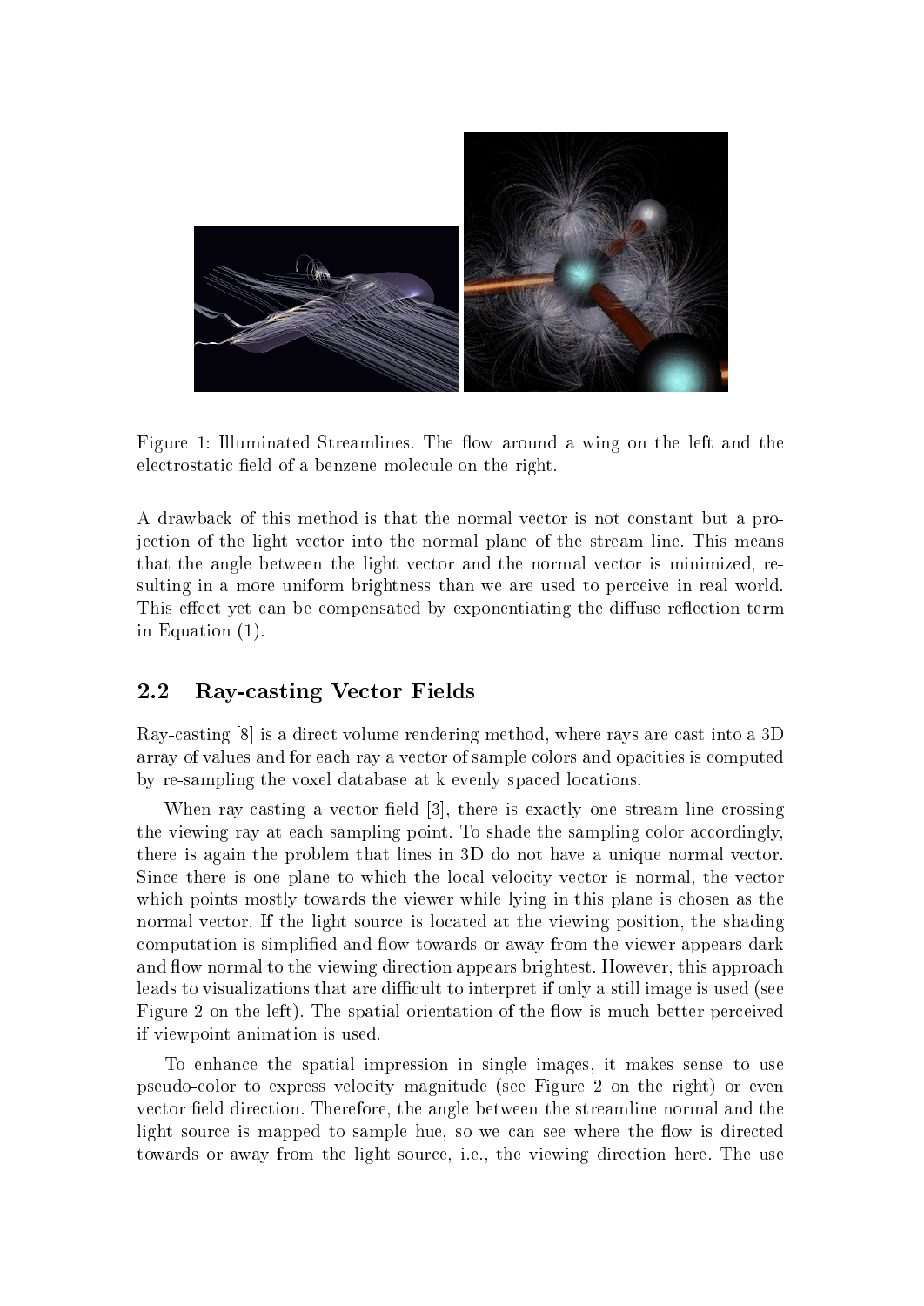Figure 1: Illuminated Streamlines. The flow around a wing on the left and the electrostatic field of a benzene molecule on the right.

A drawback of this method is that the normal vector is not constant but a projection of the light vector into the normal plane of the stream line. This means that the angle between the light vector and the normal vector is minimized, resulting in a more uniform brightness than we are used to perceive in real world. This effect yet can be compensated by exponentiating the diffuse reflection term in Equation (1).

## 2.2 Ray-casting Vector Fields

Ray-casting [8] is a direct volume rendering method, where rays are cast into a 3D array of values and for each ray a vector of sample colors and opacities is computed by re-sampling the voxel database at k evenly spaced locations.

When ray-casting a vector field [3], there is exactly one stream line crossing the viewing ray at each sampling point. To shade the sampling color accordingly, there is again the problem that lines in 3D do not have a unique normal vector. Since there is one plane to which the local velocity vector is normal, the vector which points mostly towards the viewer while lying in this plane is chosen as the normal vector. If the light source is located at the viewing position, the shading computation is simplified and flow towards or away from the viewer appears dark and flow normal to the viewing direction appears brightest. However, this approach leads to visualizations that are difficult to interpret if only a still image is used (see Figure 2 on the left). The spatial orientation of the flow is much better perceived if viewpoint animation is used.

To enhance the spatial impression in single images, it makes sense to use pseudo-color to express velocity magnitude (see Figure 2 on the right) or even vector field direction. Therefore, the angle between the streamline normal and the light source is mapped to sample hue, so we can see where the flow is directed towards or away from the light source, i.e., the viewing direction here. The use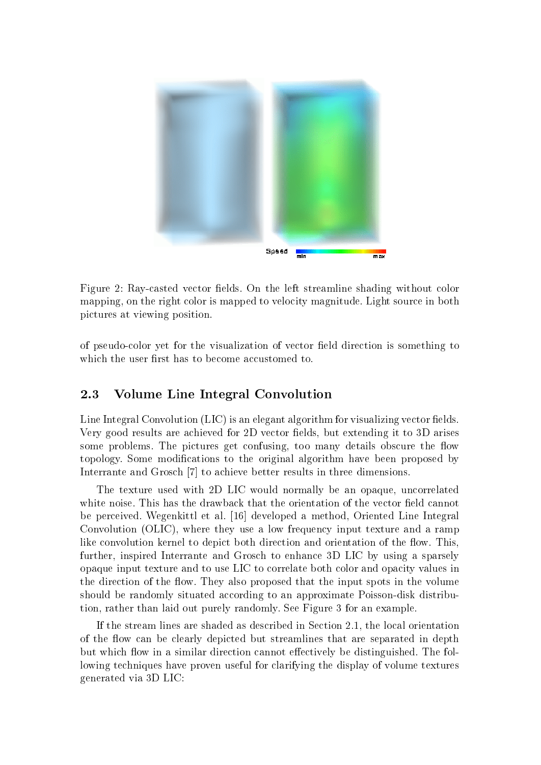Figure 2: Ray-casted vector fields. On the left streamline shading without color mapping, on the right color is mapped to velocity magnitude. Light source in both pictures at viewing position.

of pseudo-color yet for the visualization of vector field direction is something to which the user first has to become accustomed to.

## 2.3 Volume Line Integral Convolution

Line Integral Convolution (LIC) is an elegant algorithm for visualizing vector fields. Very good results are achieved for 2D vector fields, but extending it to 3D arises some problems. The pictures get confusing, too many details obscure the flow topology. Some modifications to the original algorithm have been proposed by Interrante and Grosch [7] to achieve better results in three dimensions.

The texture used with 2D LIC would normally be an opaque, uncorrelated white noise. This has the drawback that the orientation of the vector field cannot be perceived. Wegenkittl et al. [16] developed a method, Oriented Line Integral Convolution (OLIC), where they use a low frequency input texture and a ramp like convolution kernel to depict both direction and orientation of the flow. This, further, inspired Interrante and Grosch to enhance 3D LIC by using a sparsely opaque input texture and to use LIC to correlate both color and opacity values in the direction of the flow. They also proposed that the input spots in the volume should be randomly situated according to an approximate Poisson-disk distribution, rather than laid out purely randomly. See Figure 3 for an example.

If the stream lines are shaded as described in Section 2.1, the local orientation of the flow can be clearly depicted but streamlines that are separated in depth but which flow in a similar direction cannot effectively be distinguished. The following techniques have proven useful for clarifying the display of volume textures generated via 3D LIC: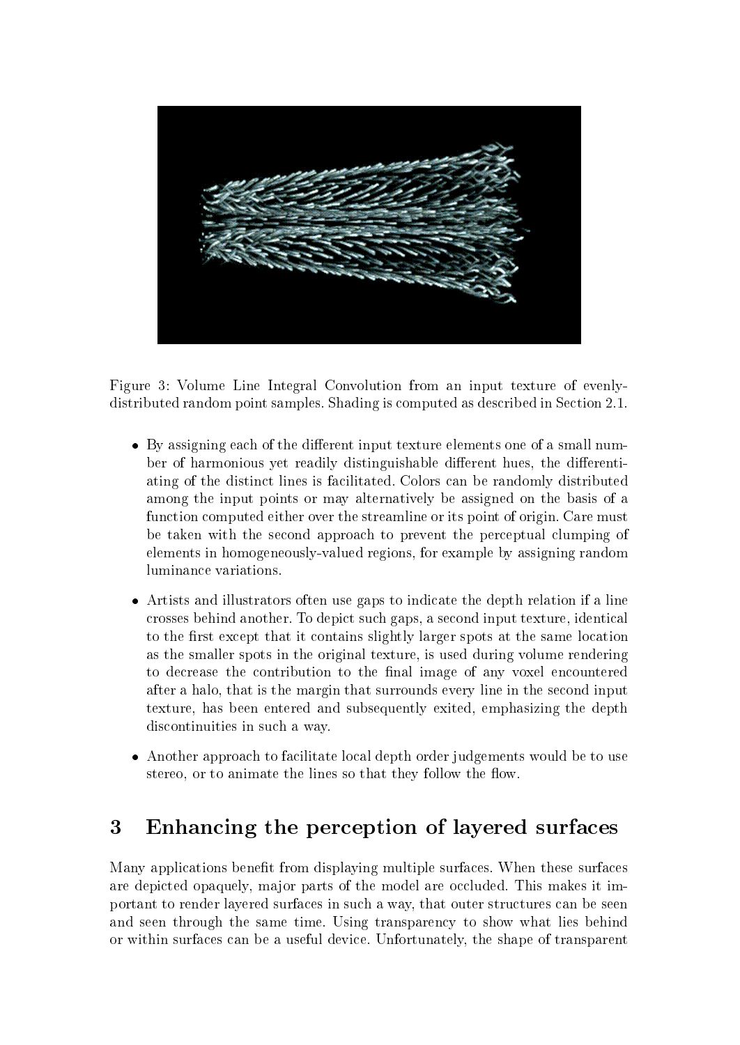Figure 3: Volume Line Integral Convolution from an input texture of evenly-distributed random point samples. Shading is computed as described in Section 2.1.

- By assigning each of the different input texture elements one of a small number of harmonious yet readily distinguishable different hues, the differentiating of the distinct lines is facilitated. Colors can be randomly distributed among the input points or may alternatively be assigned on the basis of a function computed either over the streamline or its point of origin. Care must be taken with the second approach to prevent the perceptual clumping of elements in homogeneously-valued regions, for example by assigning random luminance variations.
- Artists and illustrators often use gaps to indicate the depth relation if a line crosses behind another. To depict such gaps, a second input texture, identical to the first except that it contains slightly larger spots at the same location as the smaller spots in the original texture, is used during volume rendering to decrease the contribution to the final image of any voxel encountered after a halo, that is the margin that surrounds every line in the second input texture, has been entered and subsequently exited, emphasizing the depth discontinuities in such a way.
- Another approach to facilitate local depth order judgements would be to use stereo, or to animate the lines so that they follow the flow.

# 3 Enhancing the perception of layered surfaces

Many applications benefit from displaying multiple surfaces. When these surfaces are depicted opaquely, major parts of the model are occluded. This makes it important to render layered surfaces in such a way, that outer structures can be seen and seen through the same time. Using transparency to show what lies behind or within surfaces can be a useful device. Unfortunately, the shape of transparent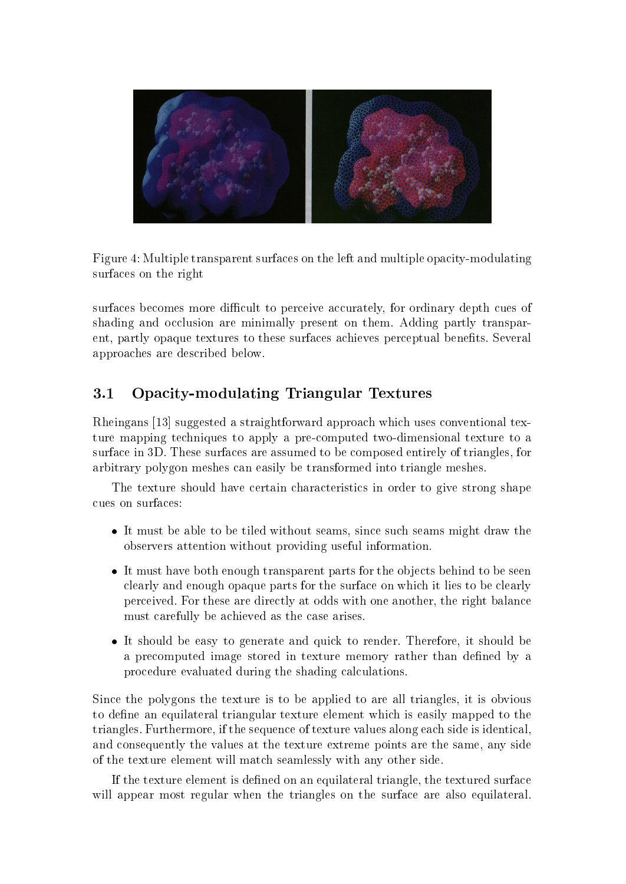Figure 4: Multiple transparent surfaces on the left and multiple opacity-modulating surfaces on the right

surfaces becomes more difficult to perceive accurately, for ordinary depth cues of shading and occlusion are minimally present on them. Adding partly transparent, partly opaque textures to these surfaces achieves perceptual benefits. Several approaches are described below.

## 3.1 Opacity-modulating Triangular Textures

Rheingans [13] suggested a straightforward approach which uses conventional texture mapping techniques to apply a pre-computed two-dimensional texture to a surface in 3D. These surfaces are assumed to be composed entirely of triangles, for arbitrary polygon meshes can easily be transformed into triangle meshes.

The texture should have certain characteristics in order to give strong shape cues on surfaces:

- It must be able to be tiled without seams, since such seams might draw the observers attention without providing useful information.
- It must have both enough transparent parts for the objects behind to be seen clearly and enough opaque parts for the surface on which it lies to be clearly perceived. For these are directly at odds with one another, the right balance must carefully be achieved as the case arises.
- It should be easy to generate and quick to render. Therefore, it should be a precomputed image stored in texture memory rather than defined by a procedure evaluated during the shading calculations.

Since the polygons the texture is to be applied to are all triangles, it is obvious to define an equilateral triangular texture element which is easily mapped to the triangles. Furthermore, if the sequence of texture values along each side is identical, and consequently the values at the texture extreme points are the same, any side of the texture element will match seamlessly with any other side.

If the texture element is defined on an equilateral triangle, the textured surface will appear most regular when the triangles on the surface are also equilateral.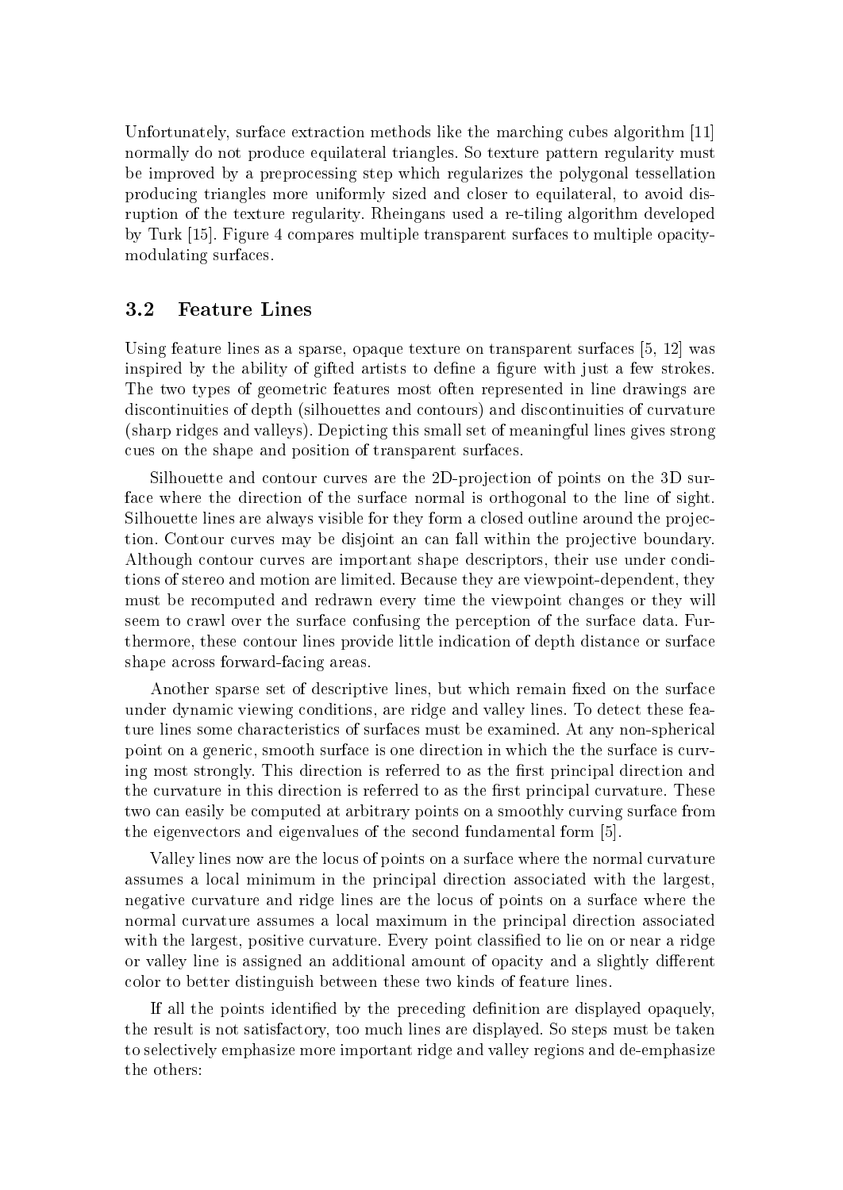Unfortunately, surface extraction methods like the marching cubes algorithm [11] normally do not produce equilateral triangles. So texture pattern regularity must be improved by a preprocessing step which regularizes the polygonal tessellation producing triangles more uniformly sized and closer to equilateral, to avoid disruption of the texture regularity. Rheingans used a re-tiling algorithm developed by Turk [15]. Figure 4 compares multiple transparent surfaces to multiple opacity-modulating surfaces.

### 3.2 Feature Lines

Using feature lines as a sparse, opaque texture on transparent surfaces [5, 12] was inspired by the ability of gifted artists to define a figure with just a few strokes. The two types of geometric features most often represented in line drawings are discontinuities of depth (silhouettes and contours) and discontinuities of curvature (sharp ridges and valleys). Depicting this small set of meaningful lines gives strong cues on the shape and position of transparent surfaces.

Silhouette and contour curves are the 2D-projection of points on the 3D surface where the direction of the surface normal is orthogonal to the line of sight. Silhouette lines are always visible for they form a closed outline around the projection. Contour curves may be disjoint an can fall within the projective boundary. Although contour curves are important shape descriptors, their use under conditions of stereo and motion are limited. Because they are viewpoint-dependent, they must be recomputed and redrawn every time the viewpoint changes or they will seem to crawl over the surface confusing the perception of the surface data. Furthermore, these contour lines provide little indication of depth distance or surface shape across forward-facing areas.

Another sparse set of descriptive lines, but which remain fixed on the surface under dynamic viewing conditions, are ridge and valley lines. To detect these feature lines some characteristics of surfaces must be examined. At any non-spherical point on a generic, smooth surface is one direction in which the the surface is curving most strongly. This direction is referred to as the first principal direction and the curvature in this direction is referred to as the first principal curvature. These two can easily be computed at arbitrary points on a smoothly curving surface from the eigenvectors and eigenvalues of the second fundamental form [5].

Valley lines now are the locus of points on a surface where the normal curvature assumes a local minimum in the principal direction associated with the largest, negative curvature and ridge lines are the locus of points on a surface where the normal curvature assumes a local maximum in the principal direction associated with the largest, positive curvature. Every point classified to lie on or near a ridge or valley line is assigned an additional amount of opacity and a slightly different color to better distinguish between these two kinds of feature lines.

If all the points identified by the preceding definition are displayed opaquely, the result is not satisfactory, too much lines are displayed. So steps must be taken to selectively emphasize more important ridge and valley regions and de-emphasize the others: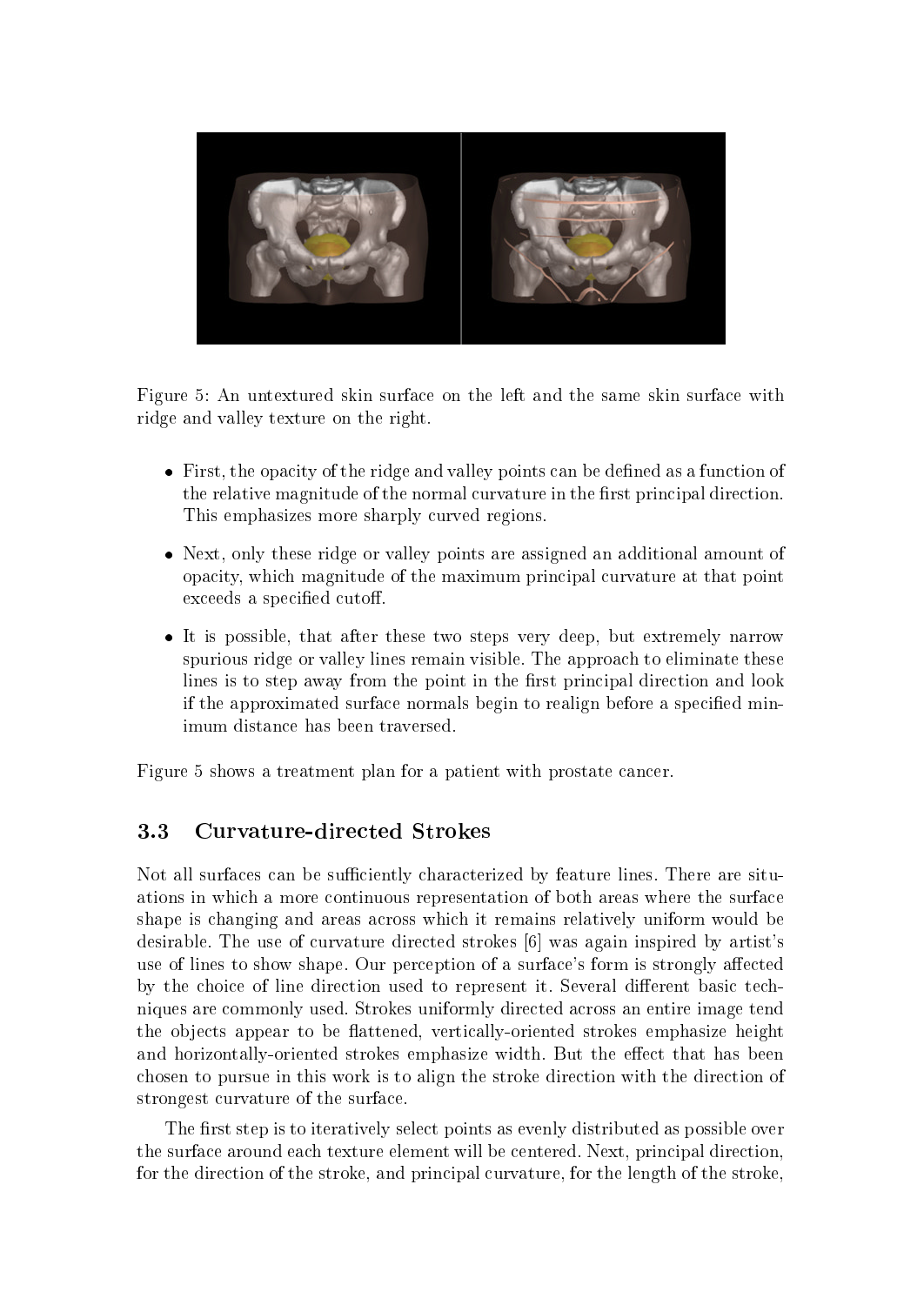Figure 5: An untextured skin surface on the left and the same skin surface with ridge and valley texture on the right.

- First, the opacity of the ridge and valley points can be defined as a function of the relative magnitude of the normal curvature in the first principal direction. This emphasizes more sharply curved regions.
- Next, only these ridge or valley points are assigned an additional amount of opacity, which magnitude of the maximum principal curvature at that point exceeds a specified cutoff.
- It is possible, that after these two steps very deep, but extremely narrow spurious ridge or valley lines remain visible. The approach to eliminate these lines is to step away from the point in the first principal direction and look if the approximated surface normals begin to realign before a specified minimum distance has been traversed.

Figure 5 shows a treatment plan for a patient with prostate cancer.

### 3.3 Curvature-directed Strokes

Not all surfaces can be sufficiently characterized by feature lines. There are situations in which a more continuous representation of both areas where the surface shape is changing and areas across which it remains relatively uniform would be desirable. The use of curvature directed strokes [6] was again inspired by artist's use of lines to show shape. Our perception of a surface's form is strongly affected by the choice of line direction used to represent it. Several different basic techniques are commonly used. Strokes uniformly directed across an entire image tend the objects appear to be flattened, vertically-oriented strokes emphasize height and horizontally-oriented strokes emphasize width. But the effect that has been chosen to pursue in this work is to align the stroke direction with the direction of strongest curvature of the surface.

The first step is to iteratively select points as evenly distributed as possible over the surface around each texture element will be centered. Next, principal direction, for the direction of the stroke, and principal curvature, for the length of the stroke,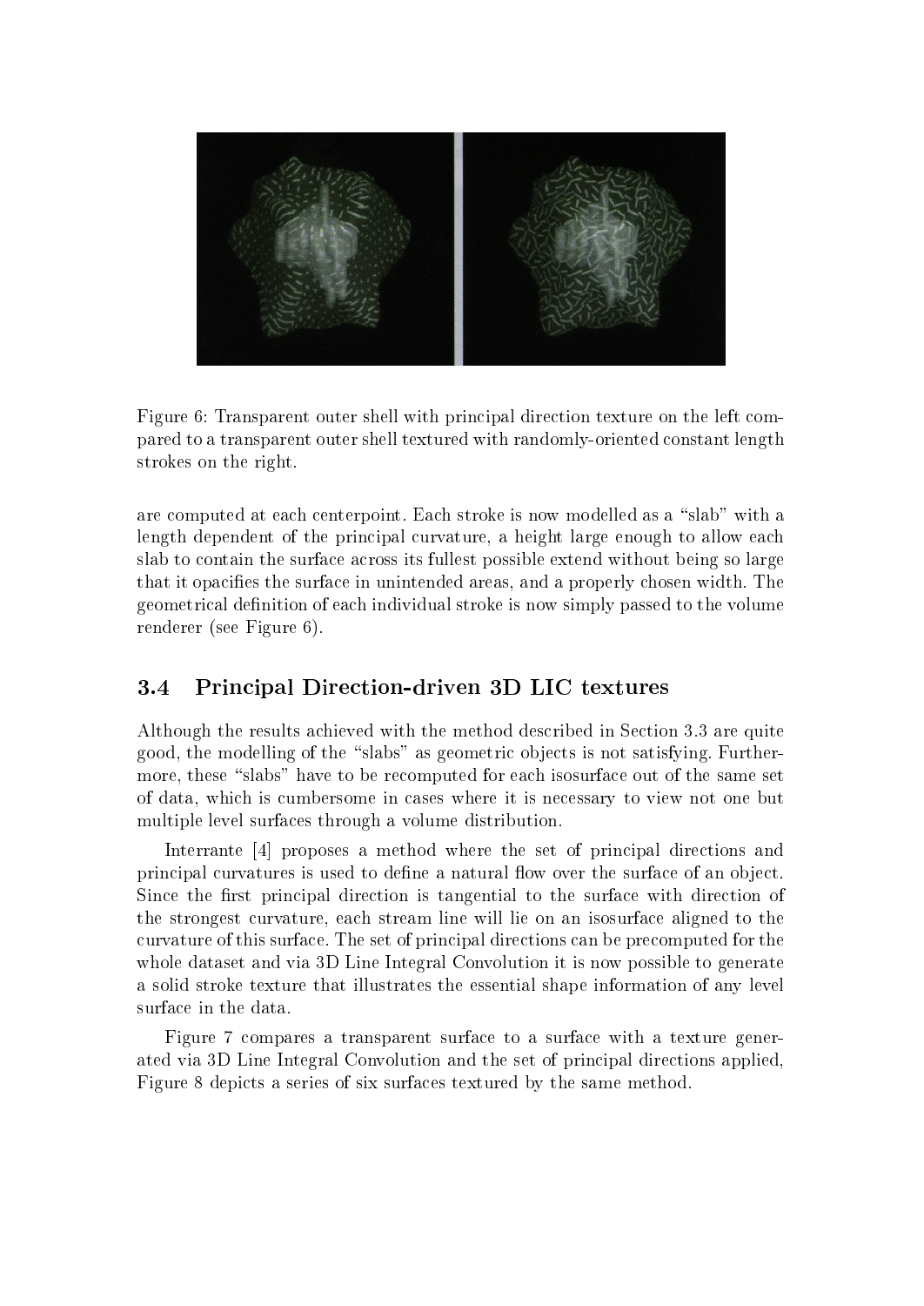Figure 6: Transparent outer shell with principal direction texture on the left compared to a transparent outer shell textured with randomly-oriented constant length strokes on the right.

are computed at each centerpoint. Each stroke is now modelled as a "slab" with a length dependent of the principal curvature, a height large enough to allow each slab to contain the surface across its fullest possible extend without being so large that it opacifies the surface in unintended areas, and a properly chosen width. The geometrical definition of each individual stroke is now simply passed to the volume renderer (see Figure 6).

## 3.4 Principal Direction-driven 3D LIC textures

Although the results achieved with the method described in Section 3.3 are quite good, the modelling of the "slabs" as geometric objects is not satisfying. Furthermore, these "slabs" have to be recomputed for each isosurface out of the same set of data, which is cumbersome in cases where it is necessary to view not one but multiple level surfaces through a volume distribution.

Interrante [4] proposes a method where the set of principal directions and principal curvatures is used to define a natural flow over the surface of an object. Since the first principal direction is tangential to the surface with direction of the strongest curvature, each stream line will lie on an isosurface aligned to the curvature of this surface. The set of principal directions can be precomputed for the whole dataset and via 3D Line Integral Convolution it is now possible to generate a solid stroke texture that illustrates the essential shape information of any level surface in the data.

Figure 7 compares a transparent surface to a surface with a texture generated via 3D Line Integral Convolution and the set of principal directions applied, Figure 8 depicts a series of six surfaces textured by the same method.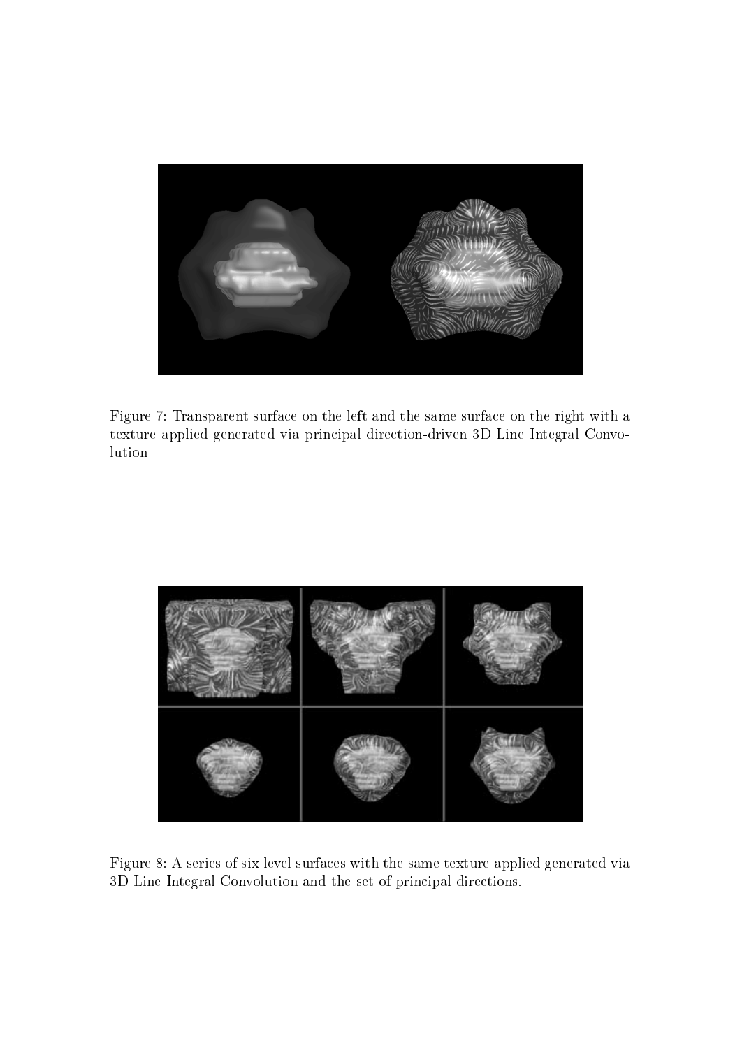Figure 7: Transparent surface on the left and the same surface on the right with a texture applied generated via principal direction-driven 3D Line Integral Convolution

Figure 8: A series of six level surfaces with the same texture applied generated via 3D Line Integral Convolution and the set of principal directions.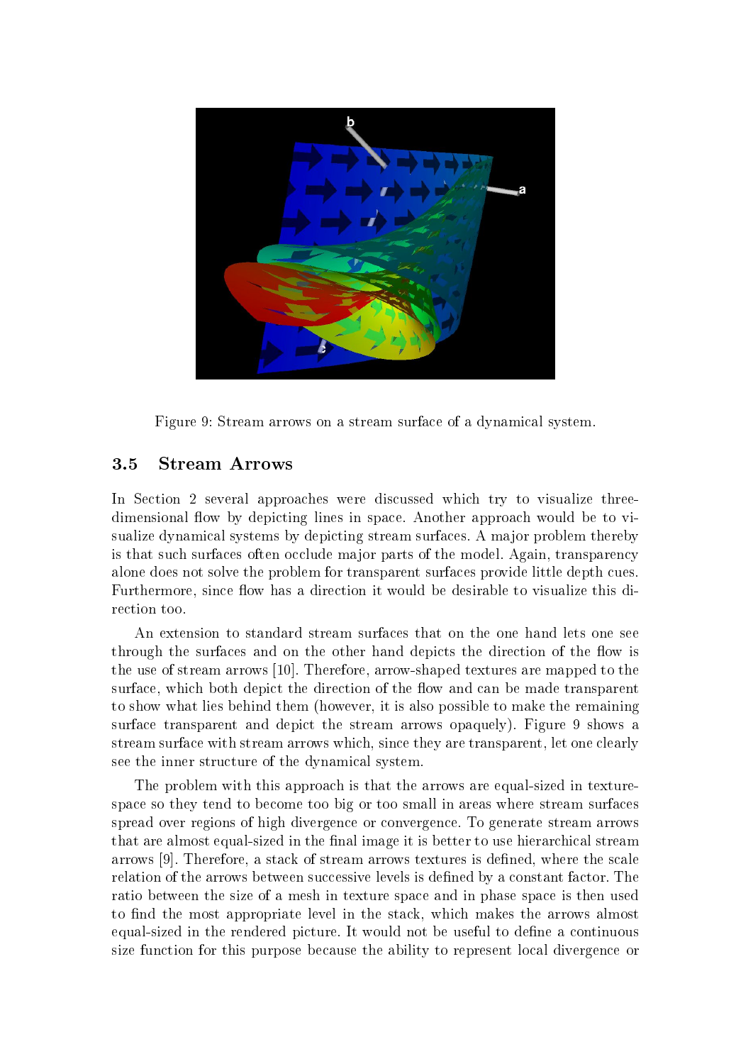Figure 9: Stream arrows on a stream surface of a dynamical system.

### 3.5 Stream Arrows

In Section 2 several approaches were discussed which try to visualize three-dimensional flow by depicting lines in space. Another approach would be to visualize dynamical systems by depicting stream surfaces. A major problem thereby is that such surfaces often occlude major parts of the model. Again, transparency alone does not solve the problem for transparent surfaces provide little depth cues. Furthermore, since flow has a direction it would be desirable to visualize this direction too.

An extension to standard stream surfaces that on the one hand lets one see through the surfaces and on the other hand depicts the direction of the flow is the use of stream arrows [10]. Therefore, arrow-shaped textures are mapped to the surface, which both depict the direction of the flow and can be made transparent to show what lies behind them (however, it is also possible to make the remaining surface transparent and depict the stream arrows opaquely). Figure 9 shows a stream surface with stream arrows which, since they are transparent, let one clearly see the inner structure of the dynamical system.

The problem with this approach is that the arrows are equal-sized in texture-space so they tend to become too big or too small in areas where stream surfaces spread over regions of high divergence or convergence. To generate stream arrows that are almost equal-sized in the final image it is better to use hierarchical stream arrows [9]. Therefore, a stack of stream arrows textures is defined, where the scale relation of the arrows between successive levels is defined by a constant factor. The ratio between the size of a mesh in texture space and in phase space is then used to find the most appropriate level in the stack, which makes the arrows almost equal-sized in the rendered picture. It would not be useful to define a continuous size function for this purpose because the ability to represent local divergence or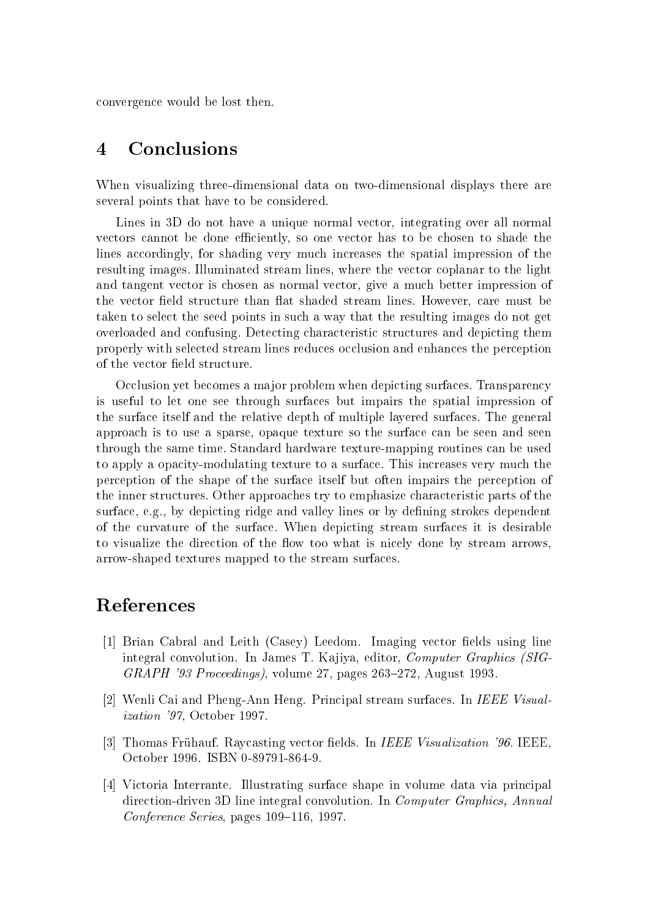convergence would be lost then.

## 4 Conclusions

When visualizing three-dimensional data on two-dimensional displays there are several points that have to be considered.

Lines in 3D do not have a unique normal vector, integrating over all normal vectors cannot be done efficiently, so one vector has to be chosen to shade the lines accordingly, for shading very much increases the spatial impression of the resulting images. Illuminated stream lines, where the vector coplanar to the light and tangent vector is chosen as normal vector, give a much better impression of the vector field structure than flat shaded stream lines. However, care must be taken to select the seed points in such a way that the resulting images do not get overloaded and confusing. Detecting characteristic structures and depicting them properly with selected stream lines reduces occlusion and enhances the perception of the vector field structure.

Occlusion yet becomes a major problem when depicting surfaces. Transparency is useful to let one see through surfaces but impairs the spatial impression of the surface itself and the relative depth of multiple layered surfaces. The general approach is to use a sparse, opaque texture so the surface can be seen and seen through the same time. Standard hardware texture-mapping routines can be used to apply a opacity-modulating texture to a surface. This increases very much the perception of the shape of the surface itself but often impairs the perception of the inner structures. Other approaches try to emphasize characteristic parts of the surface, e.g., by depicting ridge and valley lines or by defining strokes dependent of the curvature of the surface. When depicting stream surfaces it is desirable to visualize the direction of the flow too what is nicely done by stream arrows, arrow-shaped textures mapped to the stream surfaces.

## References

[1] Brian Cabral and Leith (Casey) Leedom. Imaging vector fields using line integral convolution. In James T. Kajiya, editor, *Computer Graphics (SIGGRAPH '93 Proceedings)*, volume 27, pages 263–272, August 1993.

[2] Wenli Cai and Pheng-Ann Heng. Principal stream surfaces. In *IEEE Visualization '97*, October 1997.

[3] Thomas Frühauf. Raycasting vector fields. In *IEEE Visualization '96*. IEEE, October 1996. ISBN 0-89791-864-9.

[4] Victoria Interrante. Illustrating surface shape in volume data via principal direction-driven 3D line integral convolution. In *Computer Graphics, Annual Conference Series*, pages 109–116, 1997.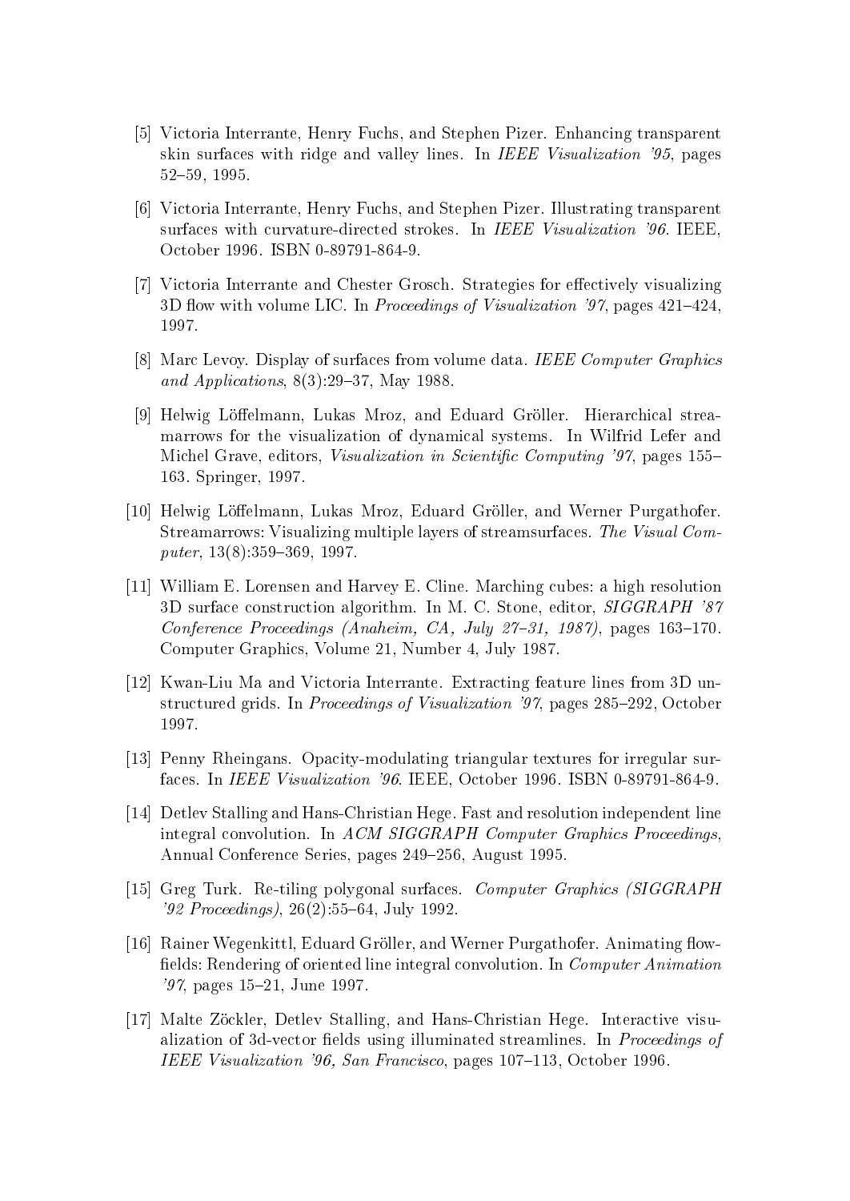[5] Victoria Interrante, Henry Fuchs, and Stephen Pizer. Enhancing transparent skin surfaces with ridge and valley lines. In *IEEE Visualization '95*, pages 52–59, 1995.

[6] Victoria Interrante, Henry Fuchs, and Stephen Pizer. Illustrating transparent surfaces with curvature-directed strokes. In *IEEE Visualization '96*. IEEE, October 1996. ISBN 0-89791-864-9.

[7] Victoria Interrante and Chester Grosch. Strategies for effectively visualizing 3D flow with volume LIC. In *Proceedings of Visualization '97*, pages 421–424, 1997.

[8] Marc Levoy. Display of surfaces from volume data. *IEEE Computer Graphics and Applications*, 8(3):29–37, May 1988.

[9] Helwig Löffelmann, Lukas Mroz, and Eduard Gröller. Hierarchical streamarrows for the visualization of dynamical systems. In Wilfrid Lefer and Michel Grave, editors, *Visualization in Scientific Computing '97*, pages 155–163. Springer, 1997.

[10] Helwig Löffelmann, Lukas Mroz, Eduard Gröller, and Werner Purgathofer. Streamarrows: Visualizing multiple layers of streamsurfaces. *The Visual Computer*, 13(8):359–369, 1997.

[11] William E. Lorensen and Harvey E. Cline. Marching cubes: a high resolution 3D surface construction algorithm. In M. C. Stone, editor, *SIGGRAPH '87 Conference Proceedings (Anaheim, CA, July 27–31, 1987)*, pages 163–170. Computer Graphics, Volume 21, Number 4, July 1987.

[12] Kwan-Liu Ma and Victoria Interrante. Extracting feature lines from 3D unstructured grids. In *Proceedings of Visualization '97*, pages 285–292, October 1997.

[13] Penny Rheingans. Opacity-modulating triangular textures for irregular surfaces. In *IEEE Visualization '96*. IEEE, October 1996. ISBN 0-89791-864-9.

[14] Detlev Stalling and Hans-Christian Hege. Fast and resolution independent line integral convolution. In *ACM SIGGRAPH Computer Graphics Proceedings*, Annual Conference Series, pages 249–256, August 1995.

[15] Greg Turk. Re-tiling polygonal surfaces. *Computer Graphics (SIGGRAPH '92 Proceedings)*, 26(2):55–64, July 1992.

[16] Rainer Wegenkittl, Eduard Gröller, and Werner Purgathofer. Animating flowfields: Rendering of oriented line integral convolution. In *Computer Animation '97*, pages 15–21, June 1997.

[17] Malte Zöckler, Detlev Stalling, and Hans-Christian Hege. Interactive visualization of 3d-vector fields using illuminated streamlines. In *Proceedings of IEEE Visualization '96, San Francisco*, pages 107–113, October 1996.